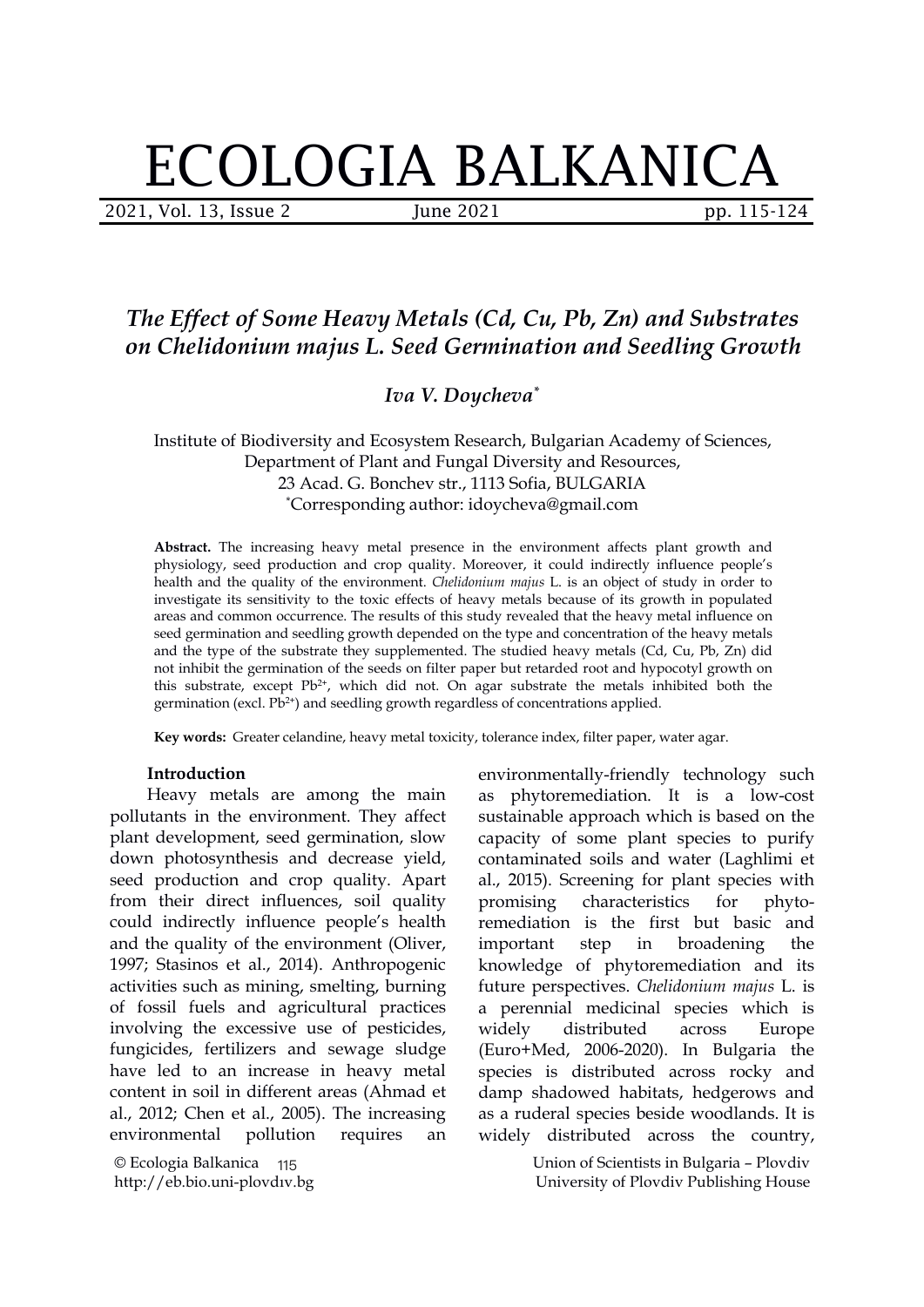# ECOLOGIA BALKANICA

## *The Effect of Some Heavy Metals (Cd, Cu, Pb, Zn) and Substrates on Chelidonium majus L. Seed Germination and Seedling Growth*

*Iva V. Doycheva**

Institute of Biodiversity and Ecosystem Research, Bulgarian Academy of Sciences, Department of Plant and Fungal Diversity and Resources, 23 Acad. G. Bonchev str., 1113 Sofia, BULGARIA
*Corresponding author: idoycheva@gmail.com

**Abstract.** The increasing heavy metal presence in the environment affects plant growth and physiology, seed production and crop quality. Moreover, it could indirectly influence people's health and the quality of the environment. *Chelidonium majus* L. is an object of study in order to investigate its sensitivity to the toxic effects of heavy metals because of its growth in populated areas and common occurrence. The results of this study revealed that the heavy metal influence on seed germination and seedling growth depended on the type and concentration of the heavy metals and the type of the substrate they supplemented. The studied heavy metals (Cd, Cu, Pb, Zn) did not inhibit the germination of the seeds on filter paper but retarded root and hypocotyl growth on this substrate, except $Pb^{2+}$, which did not. On agar substrate the metals inhibited both the germination (excl. $Pb^{2+}$) and seedling growth regardless of concentrations applied.

**Key words:** Greater celandine, heavy metal toxicity, tolerance index, filter paper, water agar.

### Introduction

Heavy metals are among the main pollutants in the environment. They affect plant development, seed germination, slow down photosynthesis and decrease yield, seed production and crop quality. Apart from their direct influences, soil quality could indirectly influence people's health and the quality of the environment (Oliver, 1997; Stasinos et al., 2014). Anthropogenic activities such as mining, smelting, burning of fossil fuels and agricultural practices involving the excessive use of pesticides, fungicides, fertilizers and sewage sludge have led to an increase in heavy metal content in soil in different areas (Ahmad et al., 2012; Chen et al., 2005). The increasing environmental pollution requires an environmentally-friendly technology such as phytoremediation. It is a low-cost sustainable approach which is based on the capacity of some plant species to purify contaminated soils and water (Laghlimi et al., 2015). Screening for plant species with promising characteristics for phyto-remediation is the first but basic and important step in broadening the knowledge of phytoremediation and its future perspectives. *Chelidonium majus* L. is a perennial medicinal species which is widely distributed across Europe (Euro+Med, 2006-2020). In Bulgaria the species is distributed across rocky and damp shadowed habitats, hedgerows and as a ruderal species beside woodlands. It is widely distributed across the country,

© Ecologia Balkanica
http://eb.bio.uni-plovdiv.bg

Union of Scientists in Bulgaria – Plovdiv
University of Plovdiv Publishing House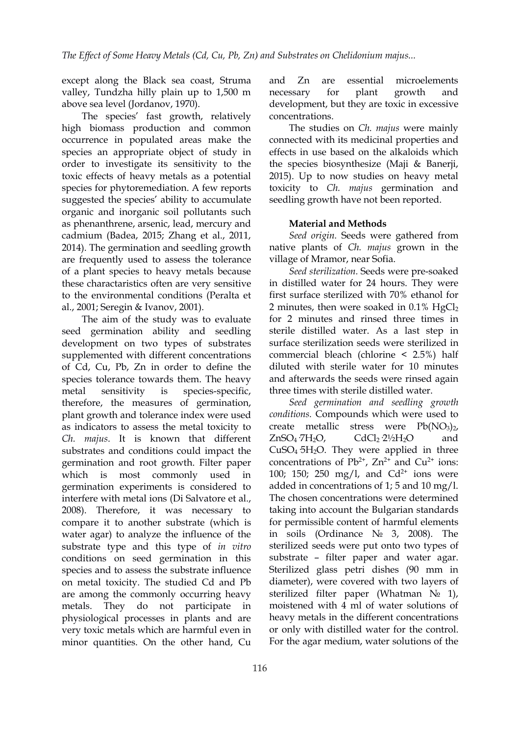except along the Black sea coast, Struma valley, Tundzha hilly plain up to 1,500 m above sea level (Jordanov, 1970).

The species' fast growth, relatively high biomass production and common occurrence in populated areas make the species an appropriate object of study in order to investigate its sensitivity to the toxic effects of heavy metals as a potential species for phytoremediation. A few reports suggested the species' ability to accumulate organic and inorganic soil pollutants such as phenanthrene, arsenic, lead, mercury and cadmium (Badea, 2015; Zhang et al., 2011, 2014). The germination and seedling growth are frequently used to assess the tolerance of a plant species to heavy metals because these charactaristics often are very sensitive to the environmental conditions (Peralta et al., 2001; Seregin & Ivanov, 2001).

The aim of the study was to evaluate seed germination ability and seedling development on two types of substrates supplemented with different concentrations of Cd, Cu, Pb, Zn in order to define the species tolerance towards them. The heavy metal sensitivity is species-specific, therefore, the measures of germination, plant growth and tolerance index were used as indicators to assess the metal toxicity to *Ch. majus*. It is known that different substrates and conditions could impact the germination and root growth. Filter paper which is most commonly used in germination experiments is considered to interfere with metal ions (Di Salvatore et al., 2008). Therefore, it was necessary to compare it to another substrate (which is water agar) to analyze the influence of the substrate type and this type of *in vitro* conditions on seed germination in this species and to assess the substrate influence on metal toxicity. The studied Cd and Pb are among the commonly occurring heavy metals. They do not participate in physiological processes in plants and are very toxic metals which are harmful even in minor quantities. On the other hand, Cu and Zn are essential microelements necessary for plant growth and development, but they are toxic in excessive concentrations.

The studies on *Ch. majus* were mainly connected with its medicinal properties and effects in use based on the alkaloids which the species biosynthesize (Maji & Banerji, 2015). Up to now studies on heavy metal toxicity to *Ch. majus* germination and seedling growth have not been reported.

## Material and Methods

*Seed origin.* Seeds were gathered from native plants of *Ch. majus* grown in the village of Mramor, near Sofia.

*Seed sterilization.* Seeds were pre-soaked in distilled water for 24 hours. They were first surface sterilized with 70% ethanol for 2 minutes, then were soaked in 0.1% $HgCl_2$ for 2 minutes and rinsed three times in sterile distilled water. As a last step in surface sterilization seeds were sterilized in commercial bleach (chlorine < 2.5%) half diluted with sterile water for 10 minutes and afterwards the seeds were rinsed again three times with sterile distilled water.

*Seed germination and seedling growth conditions.* Compounds which were used to create metallic stress were $Pb(NO_3)_2$, $ZnSO_4 \cdot 7H_2O$, $CdCl_2 \cdot 2½H_2O$ and $CuSO_4 \cdot 5H_2O$. They were applied in three concentrations of $Pb^{2+}$, $Zn^{2+}$ and $Cu^{2+}$ ions: 100; 150; 250 mg/l, and $Cd^{2+}$ ions were added in concentrations of 1; 5 and 10 mg/l. The chosen concentrations were determined taking into account the Bulgarian standards for permissible content of harmful elements in soils (Ordinance № 3, 2008). The sterilized seeds were put onto two types of substrate – filter paper and water agar. Sterilized glass petri dishes (90 mm in diameter), were covered with two layers of sterilized filter paper (Whatman № 1), moistened with 4 ml of water solutions of heavy metals in the different concentrations or only with distilled water for the control. For the agar medium, water solutions of the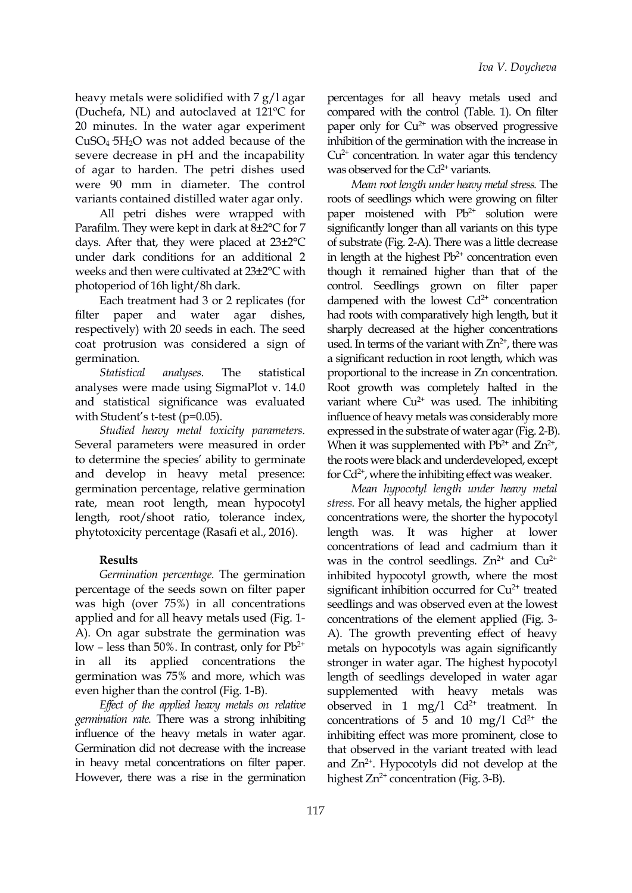heavy metals were solidified with 7 g/l agar (Duchefa, NL) and autoclaved at 121ºC for 20 minutes. In the water agar experiment $CuSO_4 \cdot 5H_2O$ was not added because of the severe decrease in pH and the incapability of agar to harden. The petri dishes used were 90 mm in diameter. The control variants contained distilled water agar only.

All petri dishes were wrapped with Parafilm. They were kept in dark at 8±2°C for 7 days. After that, they were placed at 23±2°C under dark conditions for an additional 2 weeks and then were cultivated at 23±2°C with photoperiod of 16h light/8h dark.

Each treatment had 3 or 2 replicates (for filter paper and water agar dishes, respectively) with 20 seeds in each. The seed coat protrusion was considered a sign of germination.

*Statistical analyses.* The statistical analyses were made using SigmaPlot v. 14.0 and statistical significance was evaluated with Student's t-test (p=0.05).

*Studied heavy metal toxicity parameters.* Several parameters were measured in order to determine the species' ability to germinate and develop in heavy metal presence: germination percentage, relative germination rate, mean root length, mean hypocotyl length, root/shoot ratio, tolerance index, phytotoxicity percentage (Rasafi et al., 2016).

## Results

*Germination percentage.* The germination percentage of the seeds sown on filter paper was high (over 75%) in all concentrations applied and for all heavy metals used (Fig. 1-A). On agar substrate the germination was low – less than 50%. In contrast, only for $Pb^{2+}$ in all its applied concentrations the germination was 75% and more, which was even higher than the control (Fig. 1-B).

*Effect of the applied heavy metals on relative germination rate.* There was a strong inhibiting influence of the heavy metals in water agar. Germination did not decrease with the increase in heavy metal concentrations on filter paper. However, there was a rise in the germination percentages for all heavy metals used and compared with the control (Table. 1). On filter paper only for $Cu^{2+}$ was observed progressive inhibition of the germination with the increase in $Cu^{2+}$ concentration. In water agar this tendency was observed for the $Cd^{2+}$ variants.

*Mean root length under heavy metal stress.* The roots of seedlings which were growing on filter paper moistened with $Pb^{2+}$ solution were significantly longer than all variants on this type of substrate (Fig. 2-A). There was a little decrease in length at the highest $Pb^{2+}$ concentration even though it remained higher than that of the control. Seedlings grown on filter paper dampened with the lowest $Cd^{2+}$ concentration had roots with comparatively high length, but it sharply decreased at the higher concentrations used. In terms of the variant with $Zn^{2+}$, there was a significant reduction in root length, which was proportional to the increase in Zn concentration. Root growth was completely halted in the variant where $Cu^{2+}$ was used. The inhibiting influence of heavy metals was considerably more expressed in the substrate of water agar (Fig. 2-B). When it was supplemented with $Pb^{2+}$ and $Zn^{2+}$, the roots were black and underdeveloped, except for $Cd^{2+}$, where the inhibiting effect was weaker.

*Mean hypocotyl length under heavy metal stress.* For all heavy metals, the higher applied concentrations were, the shorter the hypocotyl length was. It was higher at lower concentrations of lead and cadmium than it was in the control seedlings. $Zn^{2+}$ and $Cu^{2+}$ inhibited hypocotyl growth, where the most significant inhibition occurred for $Cu^{2+}$ treated seedlings and was observed even at the lowest concentrations of the element applied (Fig. 3-A). The growth preventing effect of heavy metals on hypocotyls was again significantly stronger in water agar. The highest hypocotyl length of seedlings developed in water agar supplemented with heavy metals was observed in 1 mg/l $Cd^{2+}$ treatment. In concentrations of 5 and 10 mg/l $Cd^{2+}$ the inhibiting effect was more prominent, close to that observed in the variant treated with lead and $Zn^{2+}$. Hypocotyls did not develop at the highest $Zn^{2+}$ concentration (Fig. 3-B).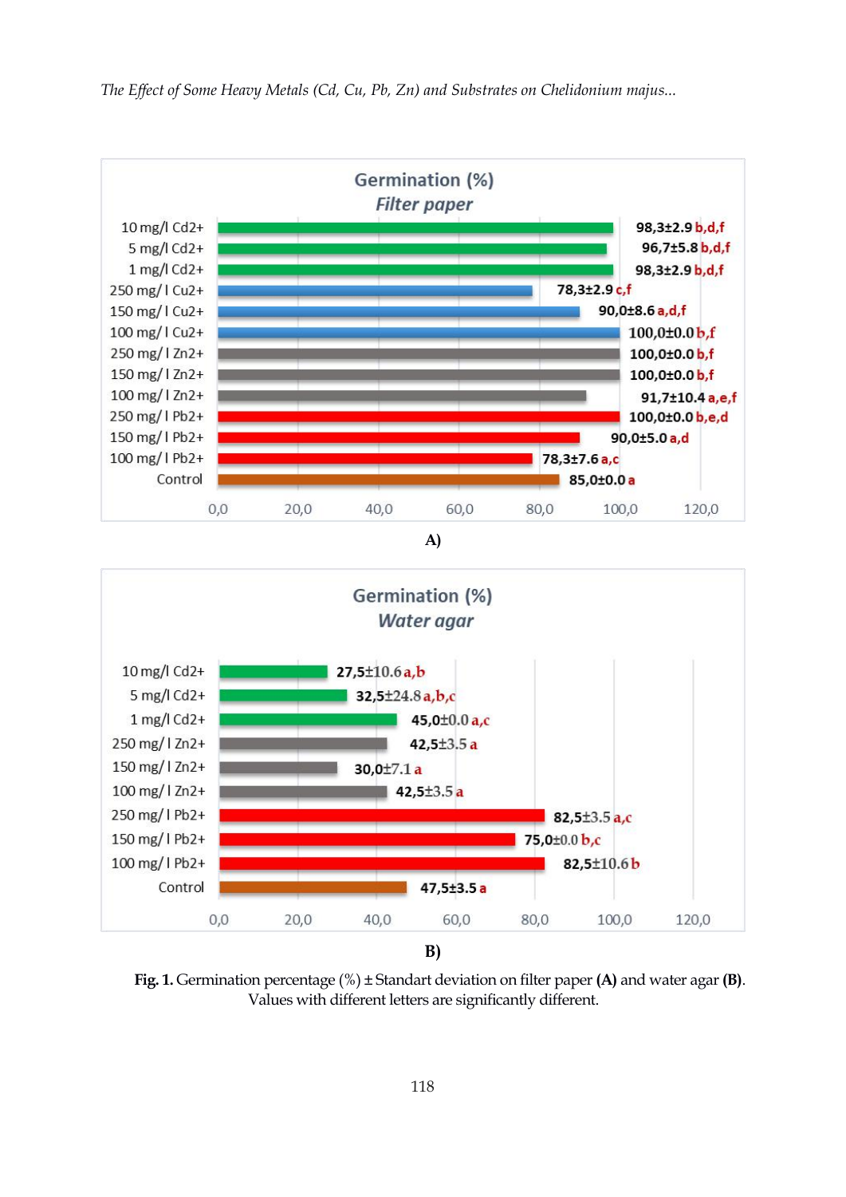**Germination (%)**
***Filter paper***

| Treatment | Germination (%) |
|---|---|
| 10 mg/l $Cd^{2+}$ | 98,3±2.9 b,d,f |
| 5 mg/l $Cd^{2+}$ | 96,7±5.8 b,d,f |
| 1 mg/l $Cd^{2+}$ | 98,3±2.9 b,d,f |
| 250 mg/ l $Cu^{2+}$ | 78,3±2.9 c,f |
| 150 mg/ l $Cu^{2+}$ | 90,0±8.6 a,d,f |
| 100 mg/ l $Cu^{2+}$ | 100,0±0.0 b,f |
| 250 mg/ l $Zn^{2+}$ | 100,0±0.0 b,f |
| 150 mg/ l $Zn^{2+}$ | 100,0±0.0 b,f |
| 100 mg/ l $Zn^{2+}$ | 91,7±10.4 a,e,f |
| 250 mg/ l $Pb^{2+}$ | 100,0±0.0 b,e,d |
| 150 mg/ l $Pb^{2+}$ | 90,0±5.0 a,d |
| 100 mg/ l $Pb^{2+}$ | 78,3±7.6 a,c |
| Control | 85,0±0.0 a |

**A)**

**Germination (%)**
***Water agar***

| Treatment | Germination (%) |
|---|---|
| 10 mg/l $Cd^{2+}$ | 27,5±10.6 a,b |
| 5 mg/l $Cd^{2+}$ | 32,5±24.8 a,b,c |
| 1 mg/l $Cd^{2+}$ | 45,0±0.0 a,c |
| 250 mg/ l $Zn^{2+}$ | 42,5±3.5 a |
| 150 mg/ l $Zn^{2+}$ | 30,0±7.1 a |
| 100 mg/ l $Zn^{2+}$ | 42,5±3.5 a |
| 250 mg/ l $Pb^{2+}$ | 82,5±3.5 a,c |
| 150 mg/ l $Pb^{2+}$ | 75,0±0.0 b,c |
| 100 mg/ l $Pb^{2+}$ | 82,5±10.6 b |
| Control | 47,5±3.5 a |

**B)**

**Fig. 1.** Germination percentage (%) ± Standart deviation on filter paper **(A)** and water agar **(B)**. Values with different letters are significantly different.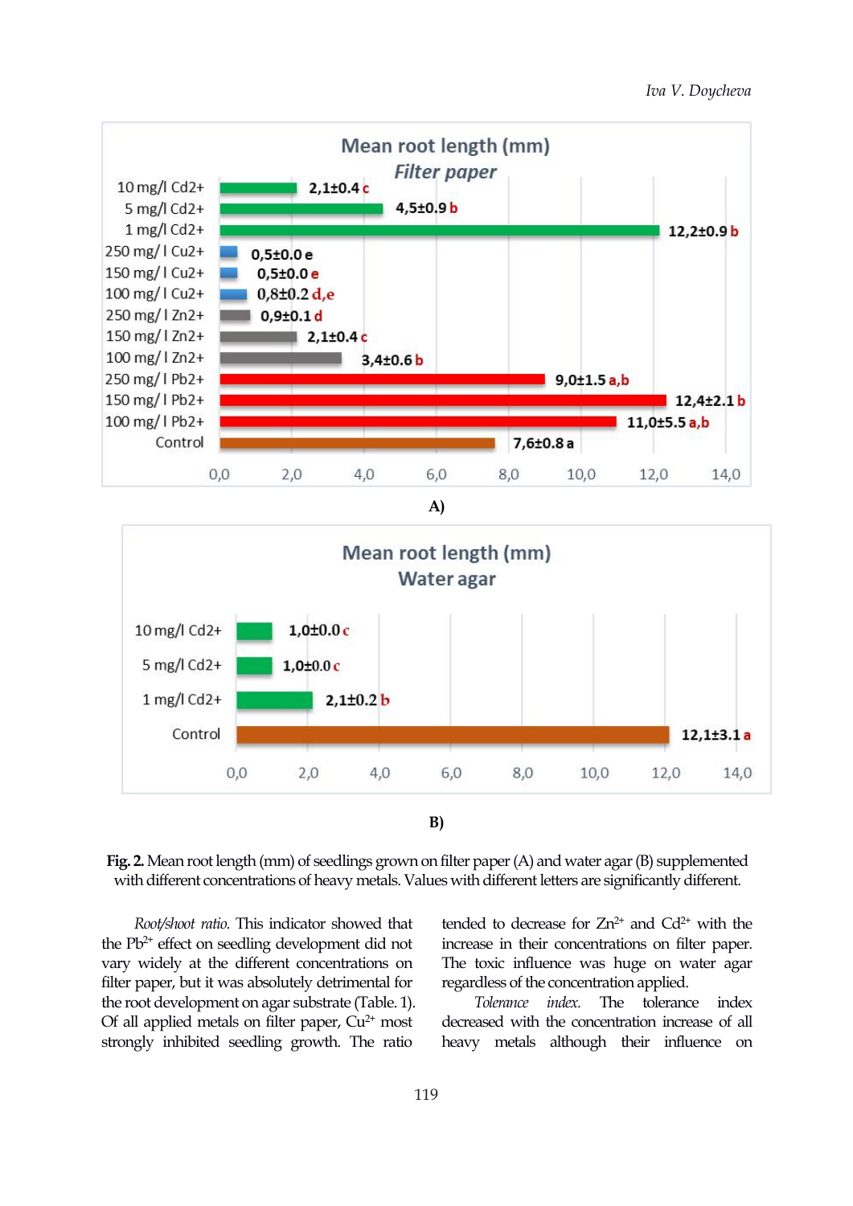A)

B)

**Fig. 2.** Mean root length (mm) of seedlings grown on filter paper (A) and water agar (B) supplemented with different concentrations of heavy metals. Values with different letters are significantly different.

*Root/shoot ratio*. This indicator showed that the $Pb^{2+}$ effect on seedling development did not vary widely at the different concentrations on filter paper, but it was absolutely detrimental for the root development on agar substrate (Table. 1). Of all applied metals on filter paper, $Cu^{2+}$ most strongly inhibited seedling growth. The ratio tended to decrease for $Zn^{2+}$ and $Cd^{2+}$ with the increase in their concentrations on filter paper. The toxic influence was huge on water agar regardless of the concentration applied.

*Tolerance index*. The tolerance index decreased with the concentration increase of all heavy metals although their influence on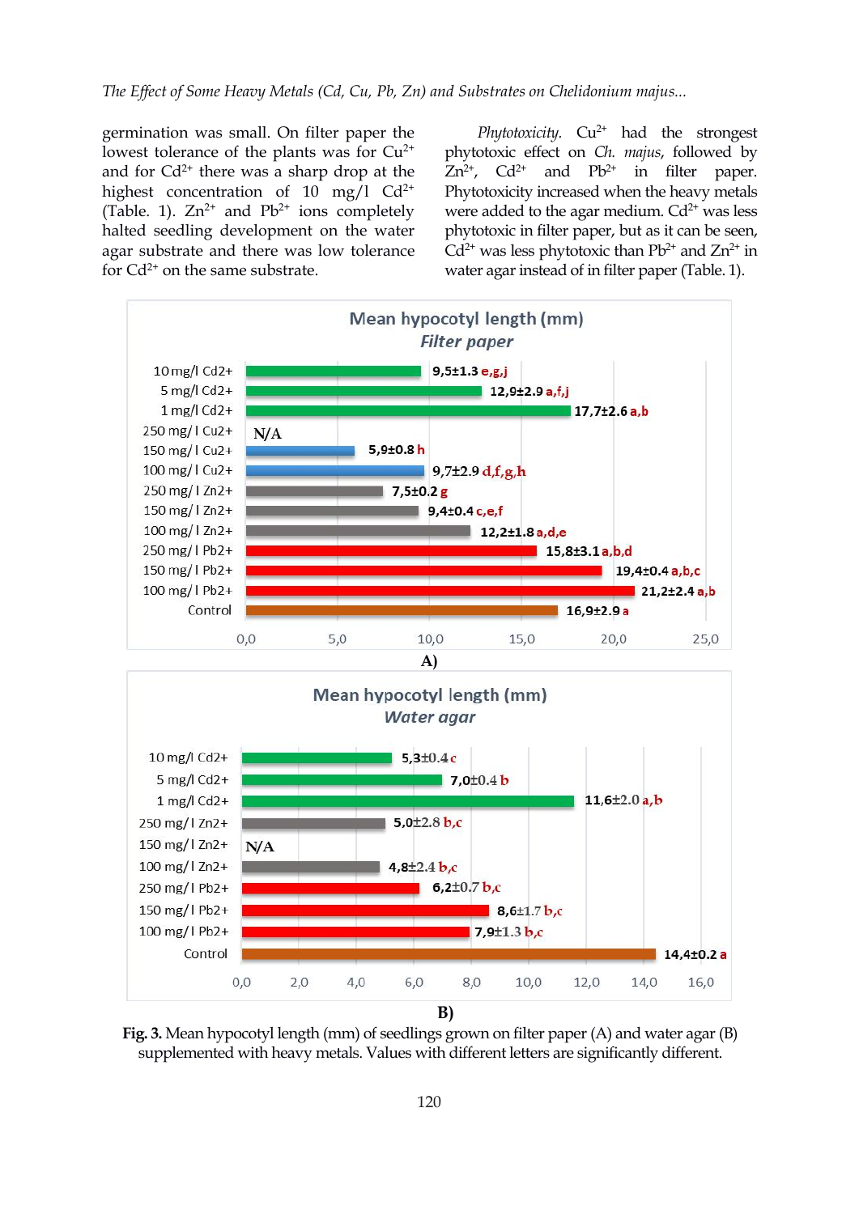germination was small. On filter paper the lowest tolerance of the plants was for $Cu^{2+}$ and for $Cd^{2+}$ there was a sharp drop at the highest concentration of 10 mg/l $Cd^{2+}$ (Table. 1). $Zn^{2+}$ and $Pb^{2+}$ ions completely halted seedling development on the water agar substrate and there was low tolerance for $Cd^{2+}$ on the same substrate.

*Phytotoxicity.* $Cu^{2+}$ had the strongest phytotoxic effect on *Ch. majus*, followed by $Zn^{2+}$, $Cd^{2+}$ and $Pb^{2+}$ in filter paper. Phytotoxicity increased when the heavy metals were added to the agar medium. $Cd^{2+}$ was less phytotoxic in filter paper, but as it can be seen, $Cd^{2+}$ was less phytotoxic than $Pb^{2+}$ and $Zn^{2+}$ in water agar instead of in filter paper (Table. 1).

**Mean hypocotyl length (mm)**
***Filter paper***

| Treatment | Mean hypocotyl length (mm) |
|---|---|
| 10 mg/l Cd2+ | 9,5±1.3 e,g,j |
| 5 mg/l Cd2+ | 12,9±2.9 a,f,j |
| 1 mg/l Cd2+ | 17,7±2.6 a,b |
| 250 mg/ l Cu2+ | N/A |
| 150 mg/ l Cu2+ | 5,9±0.8 h |
| 100 mg/ l Cu2+ | 9,7±2.9 d,f,g,h |
| 250 mg/ l Zn2+ | 7,5±0.2 g |
| 150 mg/ l Zn2+ | 9,4±0.4 c,e,f |
| 100 mg/ l Zn2+ | 12,2±1.8 a,d,e |
| 250 mg/ l Pb2+ | 15,8±3.1 a,b,d |
| 150 mg/ l Pb2+ | 19,4±0.4 a,b,c |
| 100 mg/ l Pb2+ | 21,2±2.4 a,b |
| Control | 16,9±2.9 a |

A)

**Mean hypocotyl length (mm)**
***Water agar***

| Treatment | Mean hypocotyl length (mm) |
|---|---|
| 10 mg/l Cd2+ | 5,3±0.4 c |
| 5 mg/l Cd2+ | 7,0±0.4 b |
| 1 mg/l Cd2+ | 11,6±2.0 a,b |
| 250 mg/ l Zn2+ | 5,0±2.8 b,c |
| 150 mg/ l Zn2+ | N/A |
| 100 mg/ l Zn2+ | 4,8±2.4 b,c |
| 250 mg/ l Pb2+ | 6,2±0.7 b,c |
| 150 mg/ l Pb2+ | 8,6±1.7 b,c |
| 100 mg/ l Pb2+ | 7,9±1.3 b,c |
| Control | 14,4±0.2 a |

B)

**Fig. 3.** Mean hypocotyl length (mm) of seedlings grown on filter paper (A) and water agar (B) supplemented with heavy metals. Values with different letters are significantly different.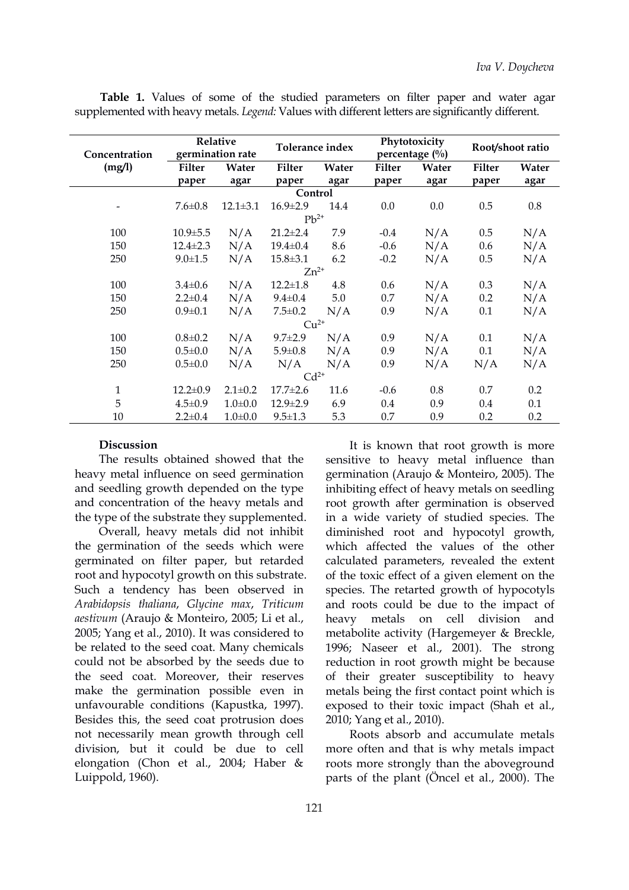**Table 1.** Values of some of the studied parameters on filter paper and water agar supplemented with heavy metals. *Legend:* Values with different letters are significantly different.

| Concentration (mg/l) | Relative germination rate | | Tolerance index | | Phytotoxicity percentage (%) | | Root/shoot ratio | |
|---|---|---|---|---|---|---|---|---|
| | Filter paper | Water agar | Filter paper | Water agar | Filter paper | Water agar | Filter paper | Water agar |
| **Control** | | | | | | | | |
| - | 7.6±0.8 | 12.1±3.1 | 16.9±2.9 | 14.4 | 0.0 | 0.0 | 0.5 | 0.8 |
| $Pb^{2+}$ | | | | | | | | |
| 100 | 10.9±5.5 | N/A | 21.2±2.4 | 7.9 | -0.4 | N/A | 0.5 | N/A |
| 150 | 12.4±2.3 | N/A | 19.4±0.4 | 8.6 | -0.6 | N/A | 0.6 | N/A |
| 250 | 9.0±1.5 | N/A | 15.8±3.1 | 6.2 | -0.2 | N/A | 0.5 | N/A |
| $Zn^{2+}$ | | | | | | | | |
| 100 | 3.4±0.6 | N/A | 12.2±1.8 | 4.8 | 0.6 | N/A | 0.3 | N/A |
| 150 | 2.2±0.4 | N/A | 9.4±0.4 | 5.0 | 0.7 | N/A | 0.2 | N/A |
| 250 | 0.9±0.1 | N/A | 7.5±0.2 | N/A | 0.9 | N/A | 0.1 | N/A |
| $Cu^{2+}$ | | | | | | | | |
| 100 | 0.8±0.2 | N/A | 9.7±2.9 | N/A | 0.9 | N/A | 0.1 | N/A |
| 150 | 0.5±0.0 | N/A | 5.9±0.8 | N/A | 0.9 | N/A | 0.1 | N/A |
| 250 | 0.5±0.0 | N/A | N/A | N/A | 0.9 | N/A | N/A | N/A |
| $Cd^{2+}$ | | | | | | | | |
| 1 | 12.2±0.9 | 2.1±0.2 | 17.7±2.6 | 11.6 | -0.6 | 0.8 | 0.7 | 0.2 |
| 5 | 4.5±0.9 | 1.0±0.0 | 12.9±2.9 | 6.9 | 0.4 | 0.9 | 0.4 | 0.1 |
| 10 | 2.2±0.4 | 1.0±0.0 | 9.5±1.3 | 5.3 | 0.7 | 0.9 | 0.2 | 0.2 |

## Discussion

The results obtained showed that the heavy metal influence on seed germination and seedling growth depended on the type and concentration of the heavy metals and the type of the substrate they supplemented.

Overall, heavy metals did not inhibit the germination of the seeds which were germinated on filter paper, but retarded root and hypocotyl growth on this substrate. Such a tendency has been observed in *Arabidopsis thaliana*, *Glycine max*, *Triticum aestivum* (Araujo & Monteiro, 2005; Li et al., 2005; Yang et al., 2010). It was considered to be related to the seed coat. Many chemicals could not be absorbed by the seeds due to the seed coat. Moreover, their reserves make the germination possible even in unfavourable conditions (Kapustka, 1997). Besides this, the seed coat protrusion does not necessarily mean growth through cell division, but it could be due to cell elongation (Chon et al., 2004; Haber & Luippold, 1960).

It is known that root growth is more sensitive to heavy metal influence than germination (Araujo & Monteiro, 2005). The inhibiting effect of heavy metals on seedling root growth after germination is observed in a wide variety of studied species. The diminished root and hypocotyl growth, which affected the values of the other calculated parameters, revealed the extent of the toxic effect of a given element on the species. The retarted growth of hypocotyls and roots could be due to the impact of heavy metals on cell division and metabolite activity (Hargemeyer & Breckle, 1996; Naseer et al., 2001). The strong reduction in root growth might be because of their greater susceptibility to heavy metals being the first contact point which is exposed to their toxic impact (Shah et al., 2010; Yang et al., 2010).

Roots absorb and accumulate metals more often and that is why metals impact roots more strongly than the aboveground parts of the plant (Öncel et al., 2000). The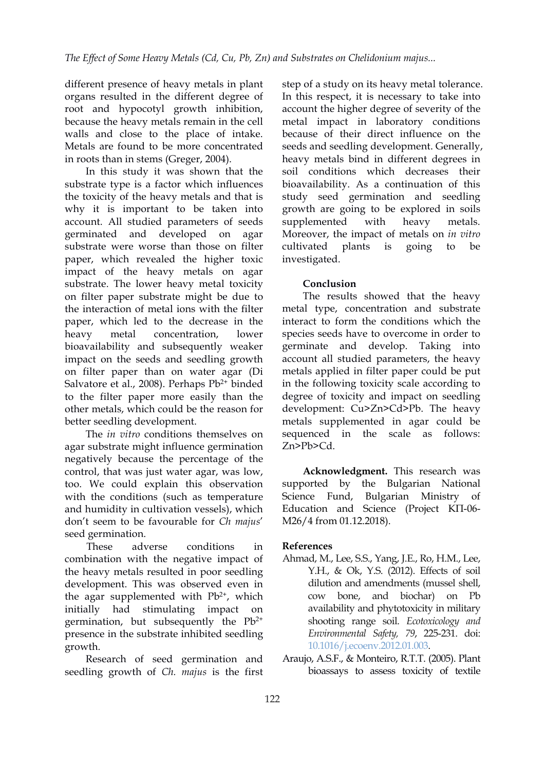different presence of heavy metals in plant organs resulted in the different degree of root and hypocotyl growth inhibition, because the heavy metals remain in the cell walls and close to the place of intake. Metals are found to be more concentrated in roots than in stems (Greger, 2004).

In this study it was shown that the substrate type is a factor which influences the toxicity of the heavy metals and that is why it is important to be taken into account. All studied parameters of seeds germinated and developed on agar substrate were worse than those on filter paper, which revealed the higher toxic impact of the heavy metals on agar substrate. The lower heavy metal toxicity on filter paper substrate might be due to the interaction of metal ions with the filter paper, which led to the decrease in the heavy metal concentration, lower bioavailability and subsequently weaker impact on the seeds and seedling growth on filter paper than on water agar (Di Salvatore et al., 2008). Perhaps $Pb^{2+}$ binded to the filter paper more easily than the other metals, which could be the reason for better seedling development.

The *in vitro* conditions themselves on agar substrate might influence germination negatively because the percentage of the control, that was just water agar, was low, too. We could explain this observation with the conditions (such as temperature and humidity in cultivation vessels), which don't seem to be favourable for *Ch majus*' seed germination.

These adverse conditions in combination with the negative impact of the heavy metals resulted in poor seedling development. This was observed even in the agar supplemented with $Pb^{2+}$, which initially had stimulating impact on germination, but subsequently the $Pb^{2+}$ presence in the substrate inhibited seedling growth.

Research of seed germination and seedling growth of *Ch. majus* is the first step of a study on its heavy metal tolerance. In this respect, it is necessary to take into account the higher degree of severity of the metal impact in laboratory conditions because of their direct influence on the seeds and seedling development. Generally, heavy metals bind in different degrees in soil conditions which decreases their bioavailability. As a continuation of this study seed germination and seedling growth are going to be explored in soils supplemented with heavy metals. Moreover, the impact of metals on *in vitro* cultivated plants is going to be investigated.

## Conclusion

The results showed that the heavy metal type, concentration and substrate interact to form the conditions which the species seeds have to overcome in order to germinate and develop. Taking into account all studied parameters, the heavy metals applied in filter paper could be put in the following toxicity scale according to degree of toxicity and impact on seedling development: Cu>Zn>Cd>Pb. The heavy metals supplemented in agar could be sequenced in the scale as follows: Zn>Pb>Cd.

**Acknowledgment.** This research was supported by the Bulgarian National Science Fund, Bulgarian Ministry of Education and Science (Project КП-06-M26/4 from 01.12.2018).

## References

Ahmad, M., Lee, S.S., Yang, J.E., Ro, H.M., Lee, Y.H., & Ok, Y.S. (2012). Effects of soil dilution and amendments (mussel shell, cow bone, and biochar) on Pb availability and phytotoxicity in military shooting range soil. *Ecotoxicology and Environmental Safety, 79*, 225-231. doi: 10.1016/j.ecoenv.2012.01.003.

Araujo, A.S.F., & Monteiro, R.T.T. (2005). Plant bioassays to assess toxicity of textile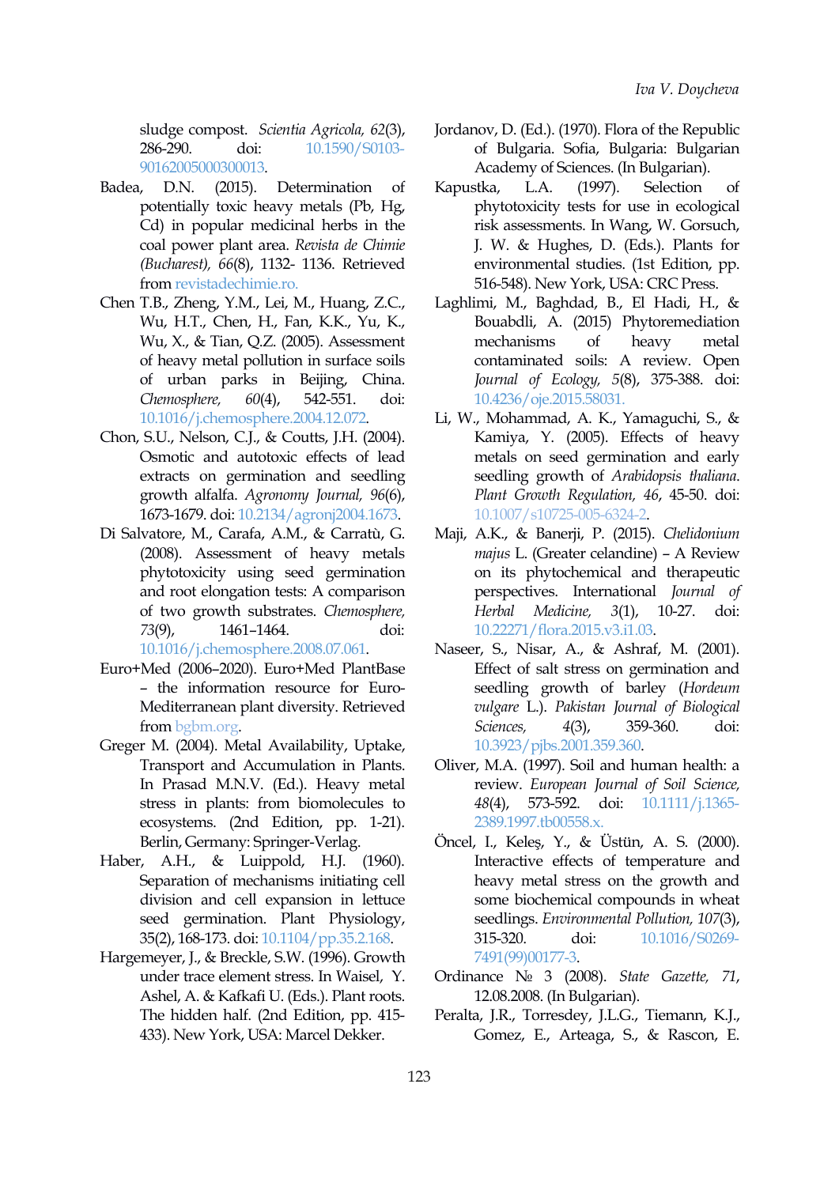sludge compost. *Scientia Agricola, 62*(3), 286-290. doi: 10.1590/S0103-90162005000300013.

Badea, D.N. (2015). Determination of potentially toxic heavy metals (Pb, Hg, Cd) in popular medicinal herbs in the coal power plant area. *Revista de Chimie (Bucharest), 66*(8), 1132- 1136. Retrieved from revistadechimie.ro.

Chen T.B., Zheng, Y.M., Lei, M., Huang, Z.C., Wu, H.T., Chen, H., Fan, K.K., Yu, K., Wu, X., & Tian, Q.Z. (2005). Assessment of heavy metal pollution in surface soils of urban parks in Beijing, China. *Chemosphere, 60*(4), 542-551. doi: 10.1016/j.chemosphere.2004.12.072.

Chon, S.U., Nelson, C.J., & Coutts, J.H. (2004). Osmotic and autotoxic effects of lead extracts on germination and seedling growth alfalfa. *Agronomy Journal, 96*(6), 1673-1679. doi: 10.2134/agronj2004.1673.

Di Salvatore, M., Carafa, A.M., & Carratù, G. (2008). Assessment of heavy metals phytotoxicity using seed germination and root elongation tests: A comparison of two growth substrates. *Chemosphere, 73*(9), 1461–1464. doi: 10.1016/j.chemosphere.2008.07.061.

Euro+Med (2006–2020). Euro+Med PlantBase – the information resource for Euro-Mediterranean plant diversity. Retrieved from bgbm.org.

Greger M. (2004). Metal Availability, Uptake, Transport and Accumulation in Plants. In Prasad M.N.V. (Ed.). Heavy metal stress in plants: from biomolecules to ecosystems. (2nd Edition, pp. 1-21). Berlin, Germany: Springer-Verlag.

Haber, A.H., & Luippold, H.J. (1960). Separation of mechanisms initiating cell division and cell expansion in lettuce seed germination. Plant Physiology, 35(2), 168-173. doi: 10.1104/pp.35.2.168.

Hargemeyer, J., & Breckle, S.W. (1996). Growth under trace element stress. In Waisel, Y. Ashel, A. & Kafkafi U. (Eds.). Plant roots. The hidden half. (2nd Edition, pp. 415-433). New York, USA: Marcel Dekker.

Jordanov, D. (Ed.). (1970). Flora of the Republic of Bulgaria. Sofia, Bulgaria: Bulgarian Academy of Sciences. (In Bulgarian).

Kapustka, L.A. (1997). Selection of phytotoxicity tests for use in ecological risk assessments. In Wang, W. Gorsuch, J. W. & Hughes, D. (Eds.). Plants for environmental studies. (1st Edition, pp. 516-548). New York, USA: CRC Press.

Laghlimi, M., Baghdad, B., El Hadi, H., & Bouabdli, A. (2015) Phytoremediation mechanisms of heavy metal contaminated soils: A review. Open *Journal of Ecology, 5*(8), 375-388. doi: 10.4236/oje.2015.58031.

Li, W., Mohammad, A. K., Yamaguchi, S., & Kamiya, Y. (2005). Effects of heavy metals on seed germination and early seedling growth of *Arabidopsis thaliana*. *Plant Growth Regulation, 46*, 45-50. doi: 10.1007/s10725-005-6324-2.

Maji, A.K., & Banerji, P. (2015). *Chelidonium majus* L. (Greater celandine) – A Review on its phytochemical and therapeutic perspectives. International *Journal of Herbal Medicine, 3*(1), 10-27. doi: 10.22271/flora.2015.v3.i1.03.

Naseer, S., Nisar, A., & Ashraf, M. (2001). Effect of salt stress on germination and seedling growth of barley (*Hordeum vulgare* L.). *Pakistan Journal of Biological Sciences, 4*(3), 359-360. doi: 10.3923/pjbs.2001.359.360.

Oliver, M.A. (1997). Soil and human health: a review. *European Journal of Soil Science, 48*(4), 573-592. doi: 10.1111/j.1365-2389.1997.tb00558.x.

Öncel, I., Keleş, Y., & Üstün, A. S. (2000). Interactive effects of temperature and heavy metal stress on the growth and some biochemical compounds in wheat seedlings. *Environmental Pollution, 107*(3), 315-320. doi: 10.1016/S0269-7491(99)00177-3.

Ordinance № 3 (2008). *State Gazette, 71*, 12.08.2008. (In Bulgarian).

Peralta, J.R., Torresdey, J.L.G., Tiemann, K.J., Gomez, E., Arteaga, S., & Rascon, E.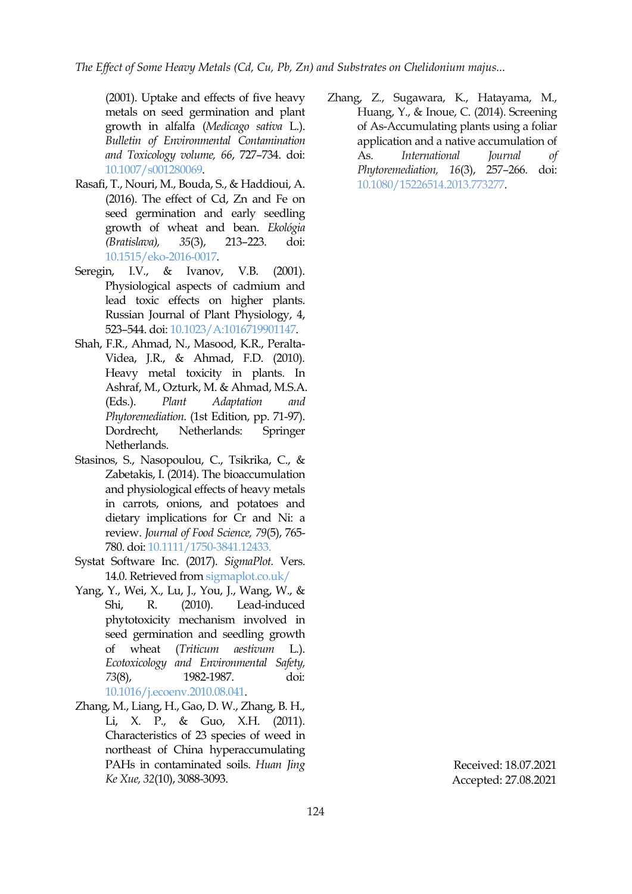(2001). Uptake and effects of five heavy metals on seed germination and plant growth in alfalfa (*Medicago sativa* L.). *Bulletin of Environmental Contamination and Toxicology volume, 66*, 727–734. doi: 10.1007/s001280069.

Rasafi, T., Nouri, M., Bouda, S., & Haddioui, A. (2016). The effect of Cd, Zn and Fe on seed germination and early seedling growth of wheat and bean. *Ekológia (Bratislava), 35*(3), 213–223. doi: 10.1515/eko-2016-0017.

Seregin, I.V., & Ivanov, V.B. (2001). Physiological aspects of cadmium and lead toxic effects on higher plants. Russian Journal of Plant Physiology, 4, 523–544. doi: 10.1023/A:1016719901147.

Shah, F.R., Ahmad, N., Masood, K.R., Peralta-Videa, J.R., & Ahmad, F.D. (2010). Heavy metal toxicity in plants. In Ashraf, M., Ozturk, M. & Ahmad, M.S.A. (Eds.). *Plant Adaptation and Phytoremediation*. (1st Edition, pp. 71-97). Dordrecht, Netherlands: Springer Netherlands.

Stasinos, S., Nasopoulou, C., Tsikrika, C., & Zabetakis, I. (2014). The bioaccumulation and physiological effects of heavy metals in carrots, onions, and potatoes and dietary implications for Cr and Ni: a review. *Journal of Food Science, 79*(5), 765-780. doi: 10.1111/1750-3841.12433.

Systat Software Inc. (2017). *SigmaPlot.* Vers. 14.0. Retrieved from sigmaplot.co.uk/

Yang, Y., Wei, X., Lu, J., You, J., Wang, W., & Shi, R. (2010). Lead-induced phytotoxicity mechanism involved in seed germination and seedling growth of wheat (*Triticum aestivum* L.). *Ecotoxicology and Environmental Safety, 73*(8), 1982-1987. doi: 10.1016/j.ecoenv.2010.08.041.

Zhang, M., Liang, H., Gao, D. W., Zhang, B. H., Li, X. P., & Guo, X.H. (2011). Characteristics of 23 species of weed in northeast of China hyperaccumulating PAHs in contaminated soils. *Huan Jing Ke Xue, 32*(10), 3088-3093.

Zhang, Z., Sugawara, K., Hatayama, M., Huang, Y., & Inoue, C. (2014). Screening of As-Accumulating plants using a foliar application and a native accumulation of As. *International Journal of Phytoremediation, 16*(3), 257–266. doi: 10.1080/15226514.2013.773277.

Received: 18.07.2021
Accepted: 27.08.2021